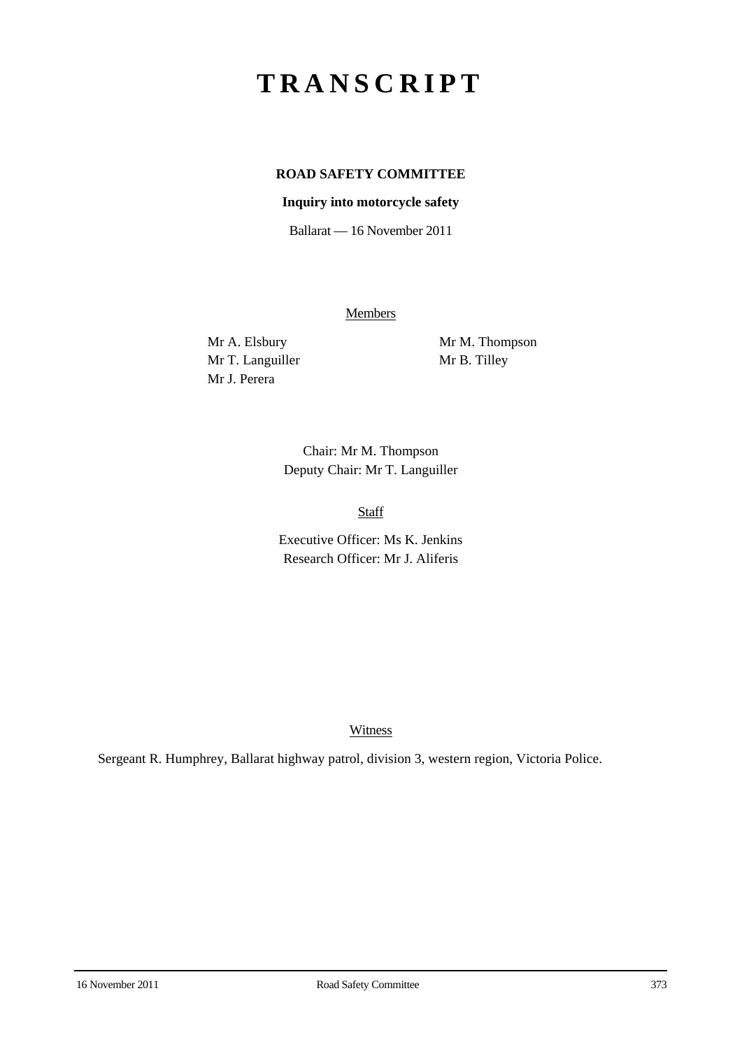# TRANSCRIPT

**ROAD SAFETY COMMITTEE**

**Inquiry into motorcycle safety**

Ballarat — 16 November 2011

Members

Mr A. Elsbury
Mr T. Languiller
Mr J. Perera
Mr M. Thompson
Mr B. Tilley

Chair: Mr M. Thompson
Deputy Chair: Mr T. Languiller

Staff

Executive Officer: Ms K. Jenkins
Research Officer: Mr J. Aliferis

Witness

Sergeant R. Humphrey, Ballarat highway patrol, division 3, western region, Victoria Police.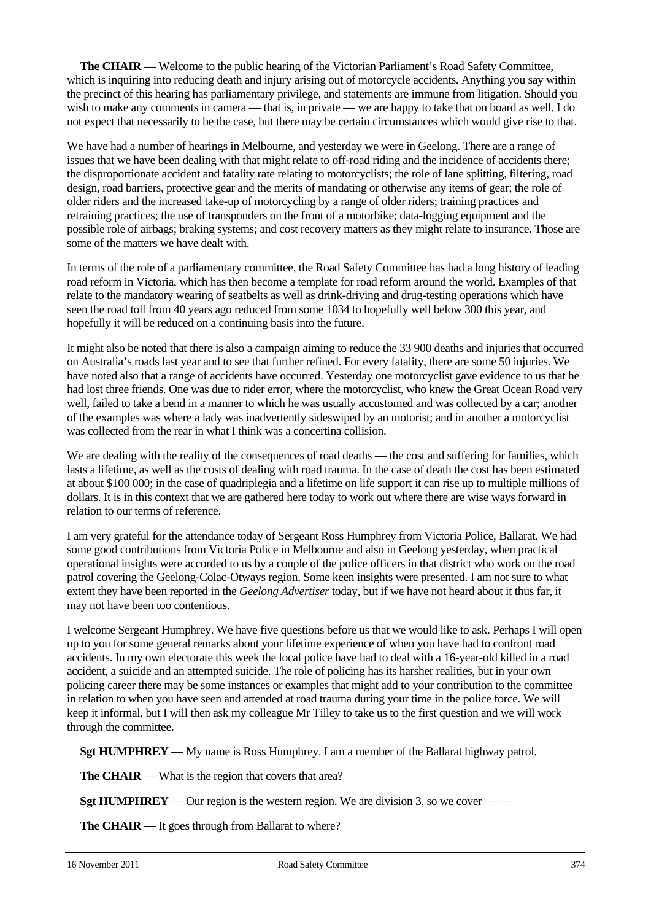**The CHAIR** — Welcome to the public hearing of the Victorian Parliament's Road Safety Committee, which is inquiring into reducing death and injury arising out of motorcycle accidents. Anything you say within the precinct of this hearing has parliamentary privilege, and statements are immune from litigation. Should you wish to make any comments in camera — that is, in private — we are happy to take that on board as well. I do not expect that necessarily to be the case, but there may be certain circumstances which would give rise to that.

We have had a number of hearings in Melbourne, and yesterday we were in Geelong. There are a range of issues that we have been dealing with that might relate to off-road riding and the incidence of accidents there; the disproportionate accident and fatality rate relating to motorcyclists; the role of lane splitting, filtering, road design, road barriers, protective gear and the merits of mandating or otherwise any items of gear; the role of older riders and the increased take-up of motorcycling by a range of older riders; training practices and retraining practices; the use of transponders on the front of a motorbike; data-logging equipment and the possible role of airbags; braking systems; and cost recovery matters as they might relate to insurance. Those are some of the matters we have dealt with.

In terms of the role of a parliamentary committee, the Road Safety Committee has had a long history of leading road reform in Victoria, which has then become a template for road reform around the world. Examples of that relate to the mandatory wearing of seatbelts as well as drink-driving and drug-testing operations which have seen the road toll from 40 years ago reduced from some 1034 to hopefully well below 300 this year, and hopefully it will be reduced on a continuing basis into the future.

It might also be noted that there is also a campaign aiming to reduce the 33 900 deaths and injuries that occurred on Australia's roads last year and to see that further refined. For every fatality, there are some 50 injuries. We have noted also that a range of accidents have occurred. Yesterday one motorcyclist gave evidence to us that he had lost three friends. One was due to rider error, where the motorcyclist, who knew the Great Ocean Road very well, failed to take a bend in a manner to which he was usually accustomed and was collected by a car; another of the examples was where a lady was inadvertently sideswiped by an motorist; and in another a motorcyclist was collected from the rear in what I think was a concertina collision.

We are dealing with the reality of the consequences of road deaths — the cost and suffering for families, which lasts a lifetime, as well as the costs of dealing with road trauma. In the case of death the cost has been estimated at about $100 000; in the case of quadriplegia and a lifetime on life support it can rise up to multiple millions of dollars. It is in this context that we are gathered here today to work out where there are wise ways forward in relation to our terms of reference.

I am very grateful for the attendance today of Sergeant Ross Humphrey from Victoria Police, Ballarat. We had some good contributions from Victoria Police in Melbourne and also in Geelong yesterday, when practical operational insights were accorded to us by a couple of the police officers in that district who work on the road patrol covering the Geelong-Colac-Otways region. Some keen insights were presented. I am not sure to what extent they have been reported in the *Geelong Advertiser* today, but if we have not heard about it thus far, it may not have been too contentious.

I welcome Sergeant Humphrey. We have five questions before us that we would like to ask. Perhaps I will open up to you for some general remarks about your lifetime experience of when you have had to confront road accidents. In my own electorate this week the local police have had to deal with a 16-year-old killed in a road accident, a suicide and an attempted suicide. The role of policing has its harsher realities, but in your own policing career there may be some instances or examples that might add to your contribution to the committee in relation to when you have seen and attended at road trauma during your time in the police force. We will keep it informal, but I will then ask my colleague Mr Tilley to take us to the first question and we will work through the committee.

**Sgt HUMPHREY** — My name is Ross Humphrey. I am a member of the Ballarat highway patrol.

**The CHAIR** — What is the region that covers that area?

**Sgt HUMPHREY** — Our region is the western region. We are division 3, so we cover — —

**The CHAIR** — It goes through from Ballarat to where?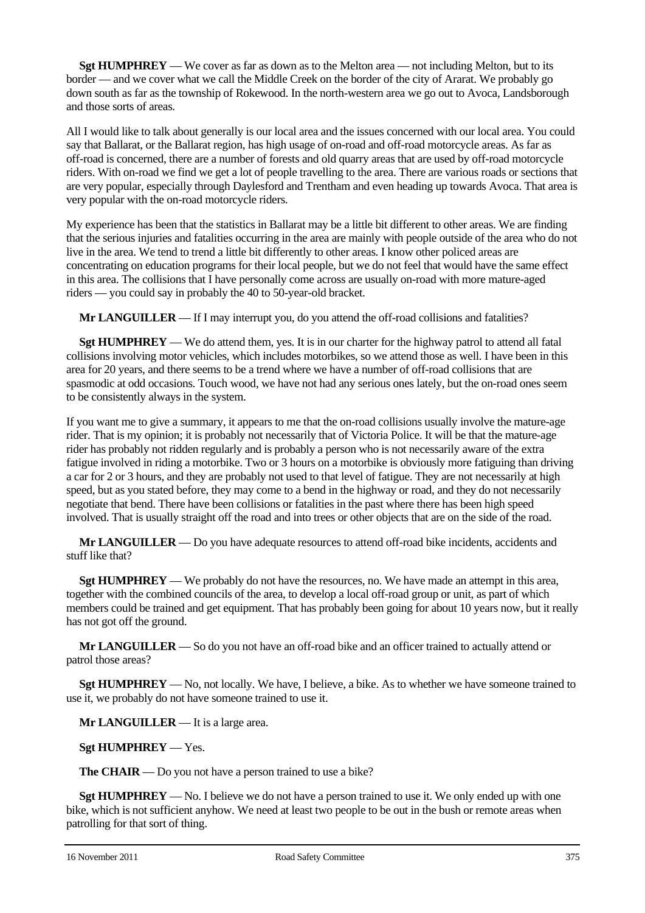**Sgt HUMPHREY** — We cover as far as down as to the Melton area — not including Melton, but to its border — and we cover what we call the Middle Creek on the border of the city of Ararat. We probably go down south as far as the township of Rokewood. In the north-western area we go out to Avoca, Landsborough and those sorts of areas.

All I would like to talk about generally is our local area and the issues concerned with our local area. You could say that Ballarat, or the Ballarat region, has high usage of on-road and off-road motorcycle areas. As far as off-road is concerned, there are a number of forests and old quarry areas that are used by off-road motorcycle riders. With on-road we find we get a lot of people travelling to the area. There are various roads or sections that are very popular, especially through Daylesford and Trentham and even heading up towards Avoca. That area is very popular with the on-road motorcycle riders.

My experience has been that the statistics in Ballarat may be a little bit different to other areas. We are finding that the serious injuries and fatalities occurring in the area are mainly with people outside of the area who do not live in the area. We tend to trend a little bit differently to other areas. I know other policed areas are concentrating on education programs for their local people, but we do not feel that would have the same effect in this area. The collisions that I have personally come across are usually on-road with more mature-aged riders — you could say in probably the 40 to 50-year-old bracket.

**Mr LANGUILLER** — If I may interrupt you, do you attend the off-road collisions and fatalities?

**Sgt HUMPHREY** — We do attend them, yes. It is in our charter for the highway patrol to attend all fatal collisions involving motor vehicles, which includes motorbikes, so we attend those as well. I have been in this area for 20 years, and there seems to be a trend where we have a number of off-road collisions that are spasmodic at odd occasions. Touch wood, we have not had any serious ones lately, but the on-road ones seem to be consistently always in the system.

If you want me to give a summary, it appears to me that the on-road collisions usually involve the mature-age rider. That is my opinion; it is probably not necessarily that of Victoria Police. It will be that the mature-age rider has probably not ridden regularly and is probably a person who is not necessarily aware of the extra fatigue involved in riding a motorbike. Two or 3 hours on a motorbike is obviously more fatiguing than driving a car for 2 or 3 hours, and they are probably not used to that level of fatigue. They are not necessarily at high speed, but as you stated before, they may come to a bend in the highway or road, and they do not necessarily negotiate that bend. There have been collisions or fatalities in the past where there has been high speed involved. That is usually straight off the road and into trees or other objects that are on the side of the road.

**Mr LANGUILLER** — Do you have adequate resources to attend off-road bike incidents, accidents and stuff like that?

**Sgt HUMPHREY** — We probably do not have the resources, no. We have made an attempt in this area, together with the combined councils of the area, to develop a local off-road group or unit, as part of which members could be trained and get equipment. That has probably been going for about 10 years now, but it really has not got off the ground.

**Mr LANGUILLER** — So do you not have an off-road bike and an officer trained to actually attend or patrol those areas?

**Sgt HUMPHREY** — No, not locally. We have, I believe, a bike. As to whether we have someone trained to use it, we probably do not have someone trained to use it.

**Mr LANGUILLER** — It is a large area.

**Sgt HUMPHREY** — Yes.

**The CHAIR** — Do you not have a person trained to use a bike?

**Sgt HUMPHREY** — No. I believe we do not have a person trained to use it. We only ended up with one bike, which is not sufficient anyhow. We need at least two people to be out in the bush or remote areas when patrolling for that sort of thing.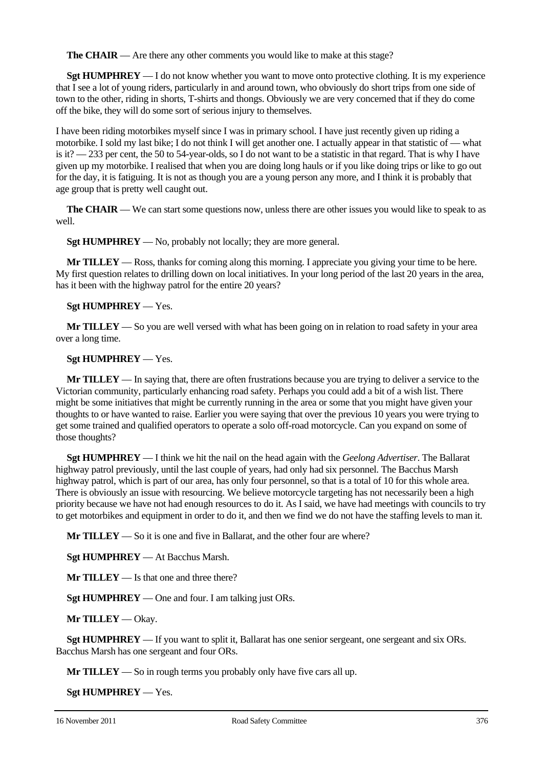**The CHAIR** — Are there any other comments you would like to make at this stage?

**Sgt HUMPHREY** — I do not know whether you want to move onto protective clothing. It is my experience that I see a lot of young riders, particularly in and around town, who obviously do short trips from one side of town to the other, riding in shorts, T-shirts and thongs. Obviously we are very concerned that if they do come off the bike, they will do some sort of serious injury to themselves.

I have been riding motorbikes myself since I was in primary school. I have just recently given up riding a motorbike. I sold my last bike; I do not think I will get another one. I actually appear in that statistic of — what is it? — 233 per cent, the 50 to 54-year-olds, so I do not want to be a statistic in that regard. That is why I have given up my motorbike. I realised that when you are doing long hauls or if you like doing trips or like to go out for the day, it is fatiguing. It is not as though you are a young person any more, and I think it is probably that age group that is pretty well caught out.

**The CHAIR** — We can start some questions now, unless there are other issues you would like to speak to as well.

**Sgt HUMPHREY** — No, probably not locally; they are more general.

**Mr TILLEY** — Ross, thanks for coming along this morning. I appreciate you giving your time to be here. My first question relates to drilling down on local initiatives. In your long period of the last 20 years in the area, has it been with the highway patrol for the entire 20 years?

**Sgt HUMPHREY** — Yes.

**Mr TILLEY** — So you are well versed with what has been going on in relation to road safety in your area over a long time.

**Sgt HUMPHREY** — Yes.

**Mr TILLEY** — In saying that, there are often frustrations because you are trying to deliver a service to the Victorian community, particularly enhancing road safety. Perhaps you could add a bit of a wish list. There might be some initiatives that might be currently running in the area or some that you might have given your thoughts to or have wanted to raise. Earlier you were saying that over the previous 10 years you were trying to get some trained and qualified operators to operate a solo off-road motorcycle. Can you expand on some of those thoughts?

**Sgt HUMPHREY** — I think we hit the nail on the head again with the *Geelong Advertiser*. The Ballarat highway patrol previously, until the last couple of years, had only had six personnel. The Bacchus Marsh highway patrol, which is part of our area, has only four personnel, so that is a total of 10 for this whole area. There is obviously an issue with resourcing. We believe motorcycle targeting has not necessarily been a high priority because we have not had enough resources to do it. As I said, we have had meetings with councils to try to get motorbikes and equipment in order to do it, and then we find we do not have the staffing levels to man it.

**Mr TILLEY** — So it is one and five in Ballarat, and the other four are where?

**Sgt HUMPHREY** — At Bacchus Marsh.

**Mr TILLEY** — Is that one and three there?

**Sgt HUMPHREY** — One and four. I am talking just ORs.

**Mr TILLEY** — Okay.

**Sgt HUMPHREY** — If you want to split it, Ballarat has one senior sergeant, one sergeant and six ORs. Bacchus Marsh has one sergeant and four ORs.

**Mr TILLEY** — So in rough terms you probably only have five cars all up.

**Sgt HUMPHREY** — Yes.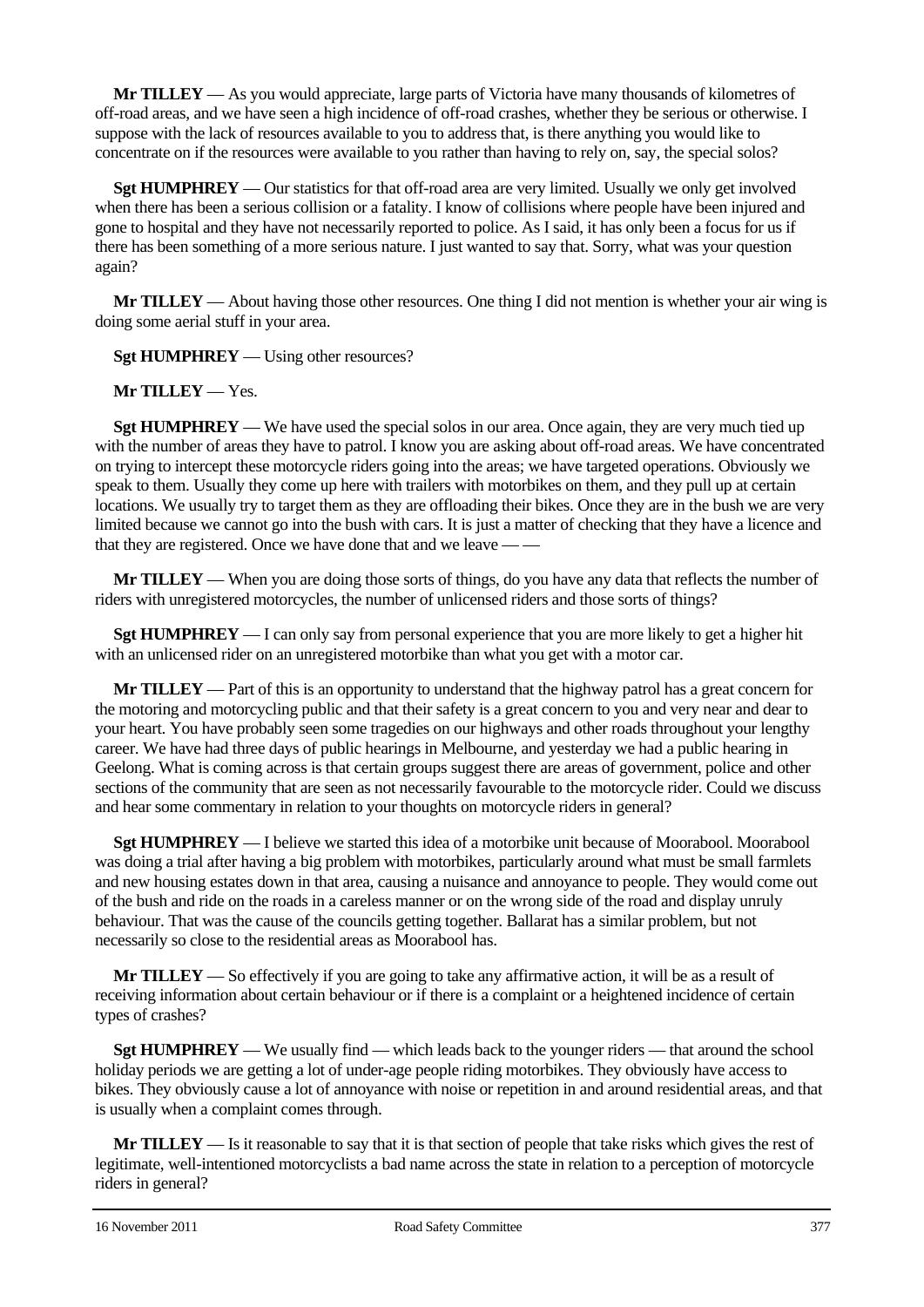**Mr TILLEY** — As you would appreciate, large parts of Victoria have many thousands of kilometres of off-road areas, and we have seen a high incidence of off-road crashes, whether they be serious or otherwise. I suppose with the lack of resources available to you to address that, is there anything you would like to concentrate on if the resources were available to you rather than having to rely on, say, the special solos?

**Sgt HUMPHREY** — Our statistics for that off-road area are very limited. Usually we only get involved when there has been a serious collision or a fatality. I know of collisions where people have been injured and gone to hospital and they have not necessarily reported to police. As I said, it has only been a focus for us if there has been something of a more serious nature. I just wanted to say that. Sorry, what was your question again?

**Mr TILLEY** — About having those other resources. One thing I did not mention is whether your air wing is doing some aerial stuff in your area.

**Sgt HUMPHREY** — Using other resources?

**Mr TILLEY** — Yes.

**Sgt HUMPHREY** — We have used the special solos in our area. Once again, they are very much tied up with the number of areas they have to patrol. I know you are asking about off-road areas. We have concentrated on trying to intercept these motorcycle riders going into the areas; we have targeted operations. Obviously we speak to them. Usually they come up here with trailers with motorbikes on them, and they pull up at certain locations. We usually try to target them as they are offloading their bikes. Once they are in the bush we are very limited because we cannot go into the bush with cars. It is just a matter of checking that they have a licence and that they are registered. Once we have done that and we leave — —

**Mr TILLEY** — When you are doing those sorts of things, do you have any data that reflects the number of riders with unregistered motorcycles, the number of unlicensed riders and those sorts of things?

**Sgt HUMPHREY** — I can only say from personal experience that you are more likely to get a higher hit with an unlicensed rider on an unregistered motorbike than what you get with a motor car.

**Mr TILLEY** — Part of this is an opportunity to understand that the highway patrol has a great concern for the motoring and motorcycling public and that their safety is a great concern to you and very near and dear to your heart. You have probably seen some tragedies on our highways and other roads throughout your lengthy career. We have had three days of public hearings in Melbourne, and yesterday we had a public hearing in Geelong. What is coming across is that certain groups suggest there are areas of government, police and other sections of the community that are seen as not necessarily favourable to the motorcycle rider. Could we discuss and hear some commentary in relation to your thoughts on motorcycle riders in general?

**Sgt HUMPHREY** — I believe we started this idea of a motorbike unit because of Moorabool. Moorabool was doing a trial after having a big problem with motorbikes, particularly around what must be small farmlets and new housing estates down in that area, causing a nuisance and annoyance to people. They would come out of the bush and ride on the roads in a careless manner or on the wrong side of the road and display unruly behaviour. That was the cause of the councils getting together. Ballarat has a similar problem, but not necessarily so close to the residential areas as Moorabool has.

**Mr TILLEY** — So effectively if you are going to take any affirmative action, it will be as a result of receiving information about certain behaviour or if there is a complaint or a heightened incidence of certain types of crashes?

**Sgt HUMPHREY** — We usually find — which leads back to the younger riders — that around the school holiday periods we are getting a lot of under-age people riding motorbikes. They obviously have access to bikes. They obviously cause a lot of annoyance with noise or repetition in and around residential areas, and that is usually when a complaint comes through.

**Mr TILLEY** — Is it reasonable to say that it is that section of people that take risks which gives the rest of legitimate, well-intentioned motorcyclists a bad name across the state in relation to a perception of motorcycle riders in general?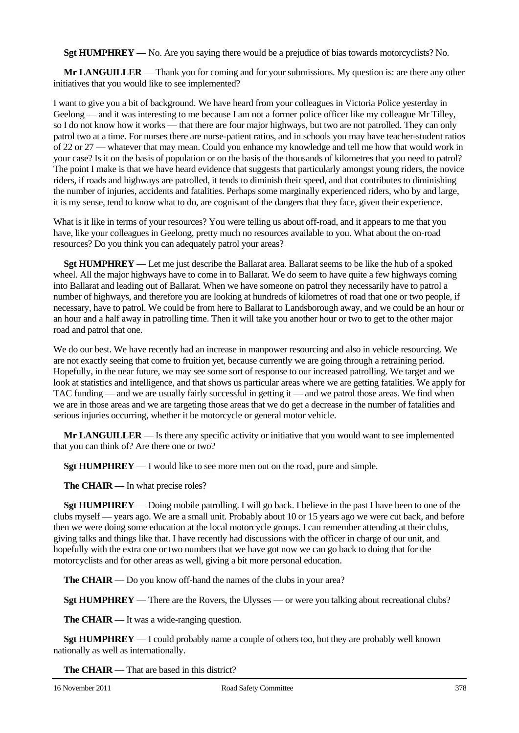**Sgt HUMPHREY** — No. Are you saying there would be a prejudice of bias towards motorcyclists? No.

**Mr LANGUILLER** — Thank you for coming and for your submissions. My question is: are there any other initiatives that you would like to see implemented?

I want to give you a bit of background. We have heard from your colleagues in Victoria Police yesterday in Geelong — and it was interesting to me because I am not a former police officer like my colleague Mr Tilley, so I do not know how it works — that there are four major highways, but two are not patrolled. They can only patrol two at a time. For nurses there are nurse-patient ratios, and in schools you may have teacher-student ratios of 22 or 27 — whatever that may mean. Could you enhance my knowledge and tell me how that would work in your case? Is it on the basis of population or on the basis of the thousands of kilometres that you need to patrol? The point I make is that we have heard evidence that suggests that particularly amongst young riders, the novice riders, if roads and highways are patrolled, it tends to diminish their speed, and that contributes to diminishing the number of injuries, accidents and fatalities. Perhaps some marginally experienced riders, who by and large, it is my sense, tend to know what to do, are cognisant of the dangers that they face, given their experience.

What is it like in terms of your resources? You were telling us about off-road, and it appears to me that you have, like your colleagues in Geelong, pretty much no resources available to you. What about the on-road resources? Do you think you can adequately patrol your areas?

**Sgt HUMPHREY** — Let me just describe the Ballarat area. Ballarat seems to be like the hub of a spoked wheel. All the major highways have to come in to Ballarat. We do seem to have quite a few highways coming into Ballarat and leading out of Ballarat. When we have someone on patrol they necessarily have to patrol a number of highways, and therefore you are looking at hundreds of kilometres of road that one or two people, if necessary, have to patrol. We could be from here to Ballarat to Landsborough away, and we could be an hour or an hour and a half away in patrolling time. Then it will take you another hour or two to get to the other major road and patrol that one.

We do our best. We have recently had an increase in manpower resourcing and also in vehicle resourcing. We are not exactly seeing that come to fruition yet, because currently we are going through a retraining period. Hopefully, in the near future, we may see some sort of response to our increased patrolling. We target and we look at statistics and intelligence, and that shows us particular areas where we are getting fatalities. We apply for TAC funding — and we are usually fairly successful in getting it — and we patrol those areas. We find when we are in those areas and we are targeting those areas that we do get a decrease in the number of fatalities and serious injuries occurring, whether it be motorcycle or general motor vehicle.

**Mr LANGUILLER** — Is there any specific activity or initiative that you would want to see implemented that you can think of? Are there one or two?

**Sgt HUMPHREY** — I would like to see more men out on the road, pure and simple.

**The CHAIR** — In what precise roles?

**Sgt HUMPHREY** — Doing mobile patrolling. I will go back. I believe in the past I have been to one of the clubs myself — years ago. We are a small unit. Probably about 10 or 15 years ago we were cut back, and before then we were doing some education at the local motorcycle groups. I can remember attending at their clubs, giving talks and things like that. I have recently had discussions with the officer in charge of our unit, and hopefully with the extra one or two numbers that we have got now we can go back to doing that for the motorcyclists and for other areas as well, giving a bit more personal education.

**The CHAIR** — Do you know off-hand the names of the clubs in your area?

**Sgt HUMPHREY** — There are the Rovers, the Ulysses — or were you talking about recreational clubs?

**The CHAIR** — It was a wide-ranging question.

**Sgt HUMPHREY** — I could probably name a couple of others too, but they are probably well known nationally as well as internationally.

**The CHAIR** — That are based in this district?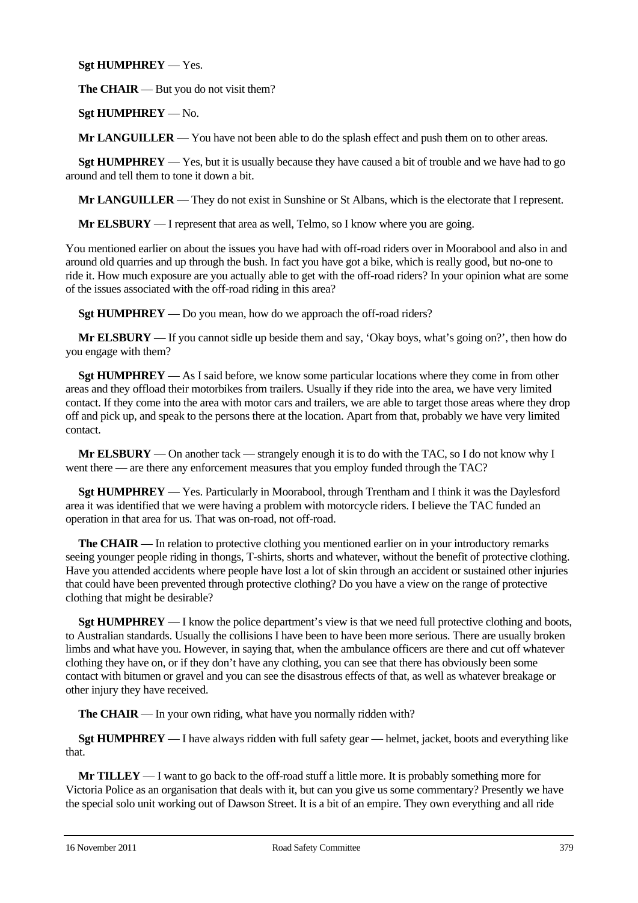**Sgt HUMPHREY** — Yes.

**The CHAIR** — But you do not visit them?

**Sgt HUMPHREY** — No.

**Mr LANGUILLER** — You have not been able to do the splash effect and push them on to other areas.

**Sgt HUMPHREY** — Yes, but it is usually because they have caused a bit of trouble and we have had to go around and tell them to tone it down a bit.

**Mr LANGUILLER** — They do not exist in Sunshine or St Albans, which is the electorate that I represent.

**Mr ELSBURY** — I represent that area as well, Telmo, so I know where you are going.

You mentioned earlier on about the issues you have had with off-road riders over in Moorabool and also in and around old quarries and up through the bush. In fact you have got a bike, which is really good, but no-one to ride it. How much exposure are you actually able to get with the off-road riders? In your opinion what are some of the issues associated with the off-road riding in this area?

**Sgt HUMPHREY** — Do you mean, how do we approach the off-road riders?

**Mr ELSBURY** — If you cannot sidle up beside them and say, 'Okay boys, what's going on?', then how do you engage with them?

**Sgt HUMPHREY** — As I said before, we know some particular locations where they come in from other areas and they offload their motorbikes from trailers. Usually if they ride into the area, we have very limited contact. If they come into the area with motor cars and trailers, we are able to target those areas where they drop off and pick up, and speak to the persons there at the location. Apart from that, probably we have very limited contact.

**Mr ELSBURY** — On another tack — strangely enough it is to do with the TAC, so I do not know why I went there — are there any enforcement measures that you employ funded through the TAC?

**Sgt HUMPHREY** — Yes. Particularly in Moorabool, through Trentham and I think it was the Daylesford area it was identified that we were having a problem with motorcycle riders. I believe the TAC funded an operation in that area for us. That was on-road, not off-road.

**The CHAIR** — In relation to protective clothing you mentioned earlier on in your introductory remarks seeing younger people riding in thongs, T-shirts, shorts and whatever, without the benefit of protective clothing. Have you attended accidents where people have lost a lot of skin through an accident or sustained other injuries that could have been prevented through protective clothing? Do you have a view on the range of protective clothing that might be desirable?

**Sgt HUMPHREY** — I know the police department's view is that we need full protective clothing and boots, to Australian standards. Usually the collisions I have been to have been more serious. There are usually broken limbs and what have you. However, in saying that, when the ambulance officers are there and cut off whatever clothing they have on, or if they don't have any clothing, you can see that there has obviously been some contact with bitumen or gravel and you can see the disastrous effects of that, as well as whatever breakage or other injury they have received.

**The CHAIR** — In your own riding, what have you normally ridden with?

**Sgt HUMPHREY** — I have always ridden with full safety gear — helmet, jacket, boots and everything like that.

**Mr TILLEY** — I want to go back to the off-road stuff a little more. It is probably something more for Victoria Police as an organisation that deals with it, but can you give us some commentary? Presently we have the special solo unit working out of Dawson Street. It is a bit of an empire. They own everything and all ride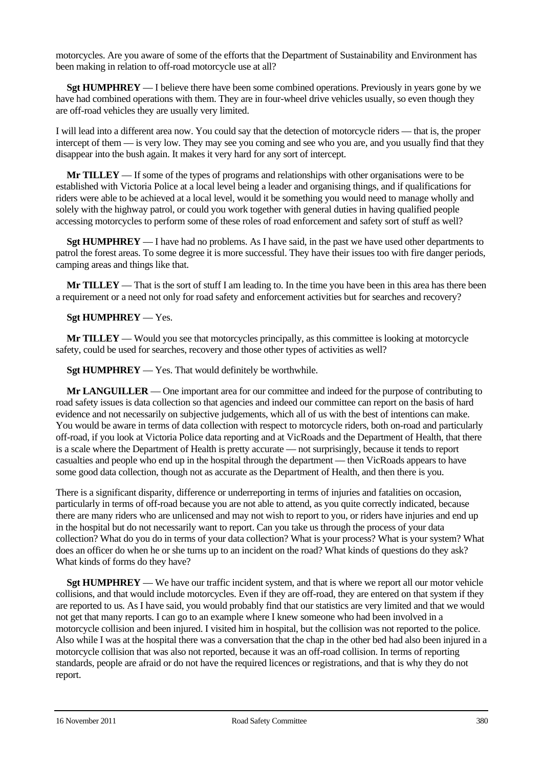motorcycles. Are you aware of some of the efforts that the Department of Sustainability and Environment has been making in relation to off-road motorcycle use at all?

**Sgt HUMPHREY** — I believe there have been some combined operations. Previously in years gone by we have had combined operations with them. They are in four-wheel drive vehicles usually, so even though they are off-road vehicles they are usually very limited.

I will lead into a different area now. You could say that the detection of motorcycle riders — that is, the proper intercept of them — is very low. They may see you coming and see who you are, and you usually find that they disappear into the bush again. It makes it very hard for any sort of intercept.

**Mr TILLEY** — If some of the types of programs and relationships with other organisations were to be established with Victoria Police at a local level being a leader and organising things, and if qualifications for riders were able to be achieved at a local level, would it be something you would need to manage wholly and solely with the highway patrol, or could you work together with general duties in having qualified people accessing motorcycles to perform some of these roles of road enforcement and safety sort of stuff as well?

**Sgt HUMPHREY** — I have had no problems. As I have said, in the past we have used other departments to patrol the forest areas. To some degree it is more successful. They have their issues too with fire danger periods, camping areas and things like that.

**Mr TILLEY** — That is the sort of stuff I am leading to. In the time you have been in this area has there been a requirement or a need not only for road safety and enforcement activities but for searches and recovery?

**Sgt HUMPHREY** — Yes.

**Mr TILLEY** — Would you see that motorcycles principally, as this committee is looking at motorcycle safety, could be used for searches, recovery and those other types of activities as well?

**Sgt HUMPHREY** — Yes. That would definitely be worthwhile.

**Mr LANGUILLER** — One important area for our committee and indeed for the purpose of contributing to road safety issues is data collection so that agencies and indeed our committee can report on the basis of hard evidence and not necessarily on subjective judgements, which all of us with the best of intentions can make. You would be aware in terms of data collection with respect to motorcycle riders, both on-road and particularly off-road, if you look at Victoria Police data reporting and at VicRoads and the Department of Health, that there is a scale where the Department of Health is pretty accurate — not surprisingly, because it tends to report casualties and people who end up in the hospital through the department — then VicRoads appears to have some good data collection, though not as accurate as the Department of Health, and then there is you.

There is a significant disparity, difference or underreporting in terms of injuries and fatalities on occasion, particularly in terms of off-road because you are not able to attend, as you quite correctly indicated, because there are many riders who are unlicensed and may not wish to report to you, or riders have injuries and end up in the hospital but do not necessarily want to report. Can you take us through the process of your data collection? What do you do in terms of your data collection? What is your process? What is your system? What does an officer do when he or she turns up to an incident on the road? What kinds of questions do they ask? What kinds of forms do they have?

**Sgt HUMPHREY** — We have our traffic incident system, and that is where we report all our motor vehicle collisions, and that would include motorcycles. Even if they are off-road, they are entered on that system if they are reported to us. As I have said, you would probably find that our statistics are very limited and that we would not get that many reports. I can go to an example where I knew someone who had been involved in a motorcycle collision and been injured. I visited him in hospital, but the collision was not reported to the police. Also while I was at the hospital there was a conversation that the chap in the other bed had also been injured in a motorcycle collision that was also not reported, because it was an off-road collision. In terms of reporting standards, people are afraid or do not have the required licences or registrations, and that is why they do not report.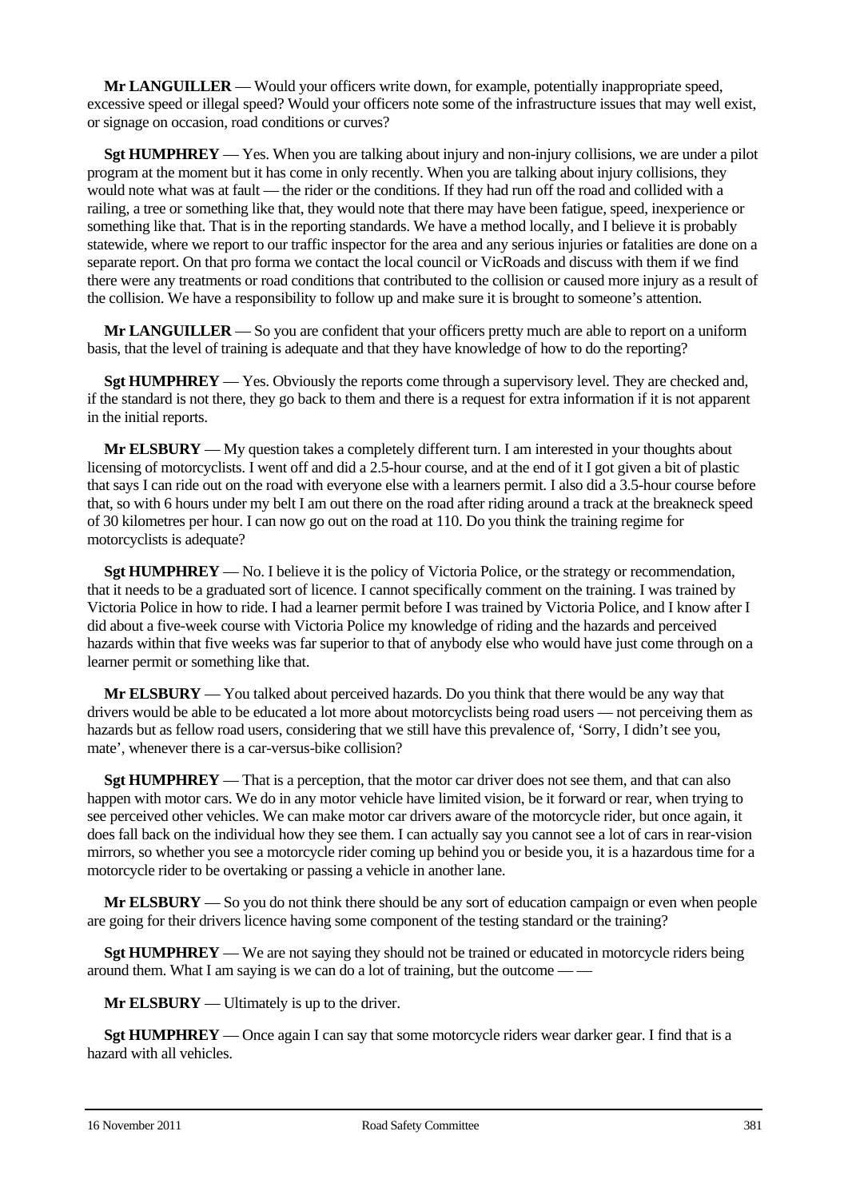**Mr LANGUILLER** — Would your officers write down, for example, potentially inappropriate speed, excessive speed or illegal speed? Would your officers note some of the infrastructure issues that may well exist, or signage on occasion, road conditions or curves?

**Sgt HUMPHREY** — Yes. When you are talking about injury and non-injury collisions, we are under a pilot program at the moment but it has come in only recently. When you are talking about injury collisions, they would note what was at fault — the rider or the conditions. If they had run off the road and collided with a railing, a tree or something like that, they would note that there may have been fatigue, speed, inexperience or something like that. That is in the reporting standards. We have a method locally, and I believe it is probably statewide, where we report to our traffic inspector for the area and any serious injuries or fatalities are done on a separate report. On that pro forma we contact the local council or VicRoads and discuss with them if we find there were any treatments or road conditions that contributed to the collision or caused more injury as a result of the collision. We have a responsibility to follow up and make sure it is brought to someone's attention.

**Mr LANGUILLER** — So you are confident that your officers pretty much are able to report on a uniform basis, that the level of training is adequate and that they have knowledge of how to do the reporting?

**Sgt HUMPHREY** — Yes. Obviously the reports come through a supervisory level. They are checked and, if the standard is not there, they go back to them and there is a request for extra information if it is not apparent in the initial reports.

**Mr ELSBURY** — My question takes a completely different turn. I am interested in your thoughts about licensing of motorcyclists. I went off and did a 2.5-hour course, and at the end of it I got given a bit of plastic that says I can ride out on the road with everyone else with a learners permit. I also did a 3.5-hour course before that, so with 6 hours under my belt I am out there on the road after riding around a track at the breakneck speed of 30 kilometres per hour. I can now go out on the road at 110. Do you think the training regime for motorcyclists is adequate?

**Sgt HUMPHREY** — No. I believe it is the policy of Victoria Police, or the strategy or recommendation, that it needs to be a graduated sort of licence. I cannot specifically comment on the training. I was trained by Victoria Police in how to ride. I had a learner permit before I was trained by Victoria Police, and I know after I did about a five-week course with Victoria Police my knowledge of riding and the hazards and perceived hazards within that five weeks was far superior to that of anybody else who would have just come through on a learner permit or something like that.

**Mr ELSBURY** — You talked about perceived hazards. Do you think that there would be any way that drivers would be able to be educated a lot more about motorcyclists being road users — not perceiving them as hazards but as fellow road users, considering that we still have this prevalence of, 'Sorry, I didn't see you, mate', whenever there is a car-versus-bike collision?

**Sgt HUMPHREY** — That is a perception, that the motor car driver does not see them, and that can also happen with motor cars. We do in any motor vehicle have limited vision, be it forward or rear, when trying to see perceived other vehicles. We can make motor car drivers aware of the motorcycle rider, but once again, it does fall back on the individual how they see them. I can actually say you cannot see a lot of cars in rear-vision mirrors, so whether you see a motorcycle rider coming up behind you or beside you, it is a hazardous time for a motorcycle rider to be overtaking or passing a vehicle in another lane.

**Mr ELSBURY** — So you do not think there should be any sort of education campaign or even when people are going for their drivers licence having some component of the testing standard or the training?

**Sgt HUMPHREY** — We are not saying they should not be trained or educated in motorcycle riders being around them. What I am saying is we can do a lot of training, but the outcome — —

**Mr ELSBURY** — Ultimately is up to the driver.

**Sgt HUMPHREY** — Once again I can say that some motorcycle riders wear darker gear. I find that is a hazard with all vehicles.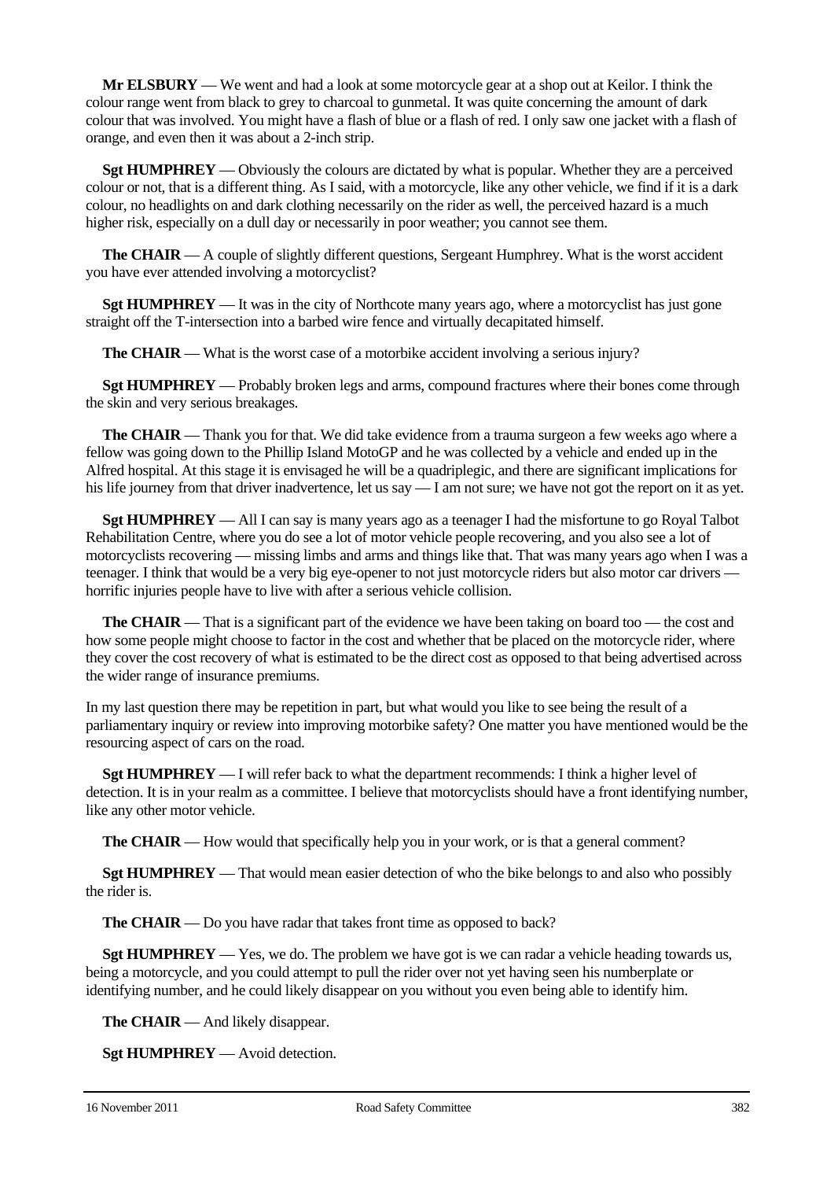**Mr ELSBURY** — We went and had a look at some motorcycle gear at a shop out at Keilor. I think the colour range went from black to grey to charcoal to gunmetal. It was quite concerning the amount of dark colour that was involved. You might have a flash of blue or a flash of red. I only saw one jacket with a flash of orange, and even then it was about a 2-inch strip.

**Sgt HUMPHREY** — Obviously the colours are dictated by what is popular. Whether they are a perceived colour or not, that is a different thing. As I said, with a motorcycle, like any other vehicle, we find if it is a dark colour, no headlights on and dark clothing necessarily on the rider as well, the perceived hazard is a much higher risk, especially on a dull day or necessarily in poor weather; you cannot see them.

**The CHAIR** — A couple of slightly different questions, Sergeant Humphrey. What is the worst accident you have ever attended involving a motorcyclist?

**Sgt HUMPHREY** — It was in the city of Northcote many years ago, where a motorcyclist has just gone straight off the T-intersection into a barbed wire fence and virtually decapitated himself.

**The CHAIR** — What is the worst case of a motorbike accident involving a serious injury?

**Sgt HUMPHREY** — Probably broken legs and arms, compound fractures where their bones come through the skin and very serious breakages.

**The CHAIR** — Thank you for that. We did take evidence from a trauma surgeon a few weeks ago where a fellow was going down to the Phillip Island MotoGP and he was collected by a vehicle and ended up in the Alfred hospital. At this stage it is envisaged he will be a quadriplegic, and there are significant implications for his life journey from that driver inadvertence, let us say — I am not sure; we have not got the report on it as yet.

**Sgt HUMPHREY** — All I can say is many years ago as a teenager I had the misfortune to go Royal Talbot Rehabilitation Centre, where you do see a lot of motor vehicle people recovering, and you also see a lot of motorcyclists recovering — missing limbs and arms and things like that. That was many years ago when I was a teenager. I think that would be a very big eye-opener to not just motorcycle riders but also motor car drivers — horrific injuries people have to live with after a serious vehicle collision.

**The CHAIR** — That is a significant part of the evidence we have been taking on board too — the cost and how some people might choose to factor in the cost and whether that be placed on the motorcycle rider, where they cover the cost recovery of what is estimated to be the direct cost as opposed to that being advertised across the wider range of insurance premiums.

In my last question there may be repetition in part, but what would you like to see being the result of a parliamentary inquiry or review into improving motorbike safety? One matter you have mentioned would be the resourcing aspect of cars on the road.

**Sgt HUMPHREY** — I will refer back to what the department recommends: I think a higher level of detection. It is in your realm as a committee. I believe that motorcyclists should have a front identifying number, like any other motor vehicle.

**The CHAIR** — How would that specifically help you in your work, or is that a general comment?

**Sgt HUMPHREY** — That would mean easier detection of who the bike belongs to and also who possibly the rider is.

**The CHAIR** — Do you have radar that takes front time as opposed to back?

**Sgt HUMPHREY** — Yes, we do. The problem we have got is we can radar a vehicle heading towards us, being a motorcycle, and you could attempt to pull the rider over not yet having seen his numberplate or identifying number, and he could likely disappear on you without you even being able to identify him.

**The CHAIR** — And likely disappear.

**Sgt HUMPHREY** — Avoid detection.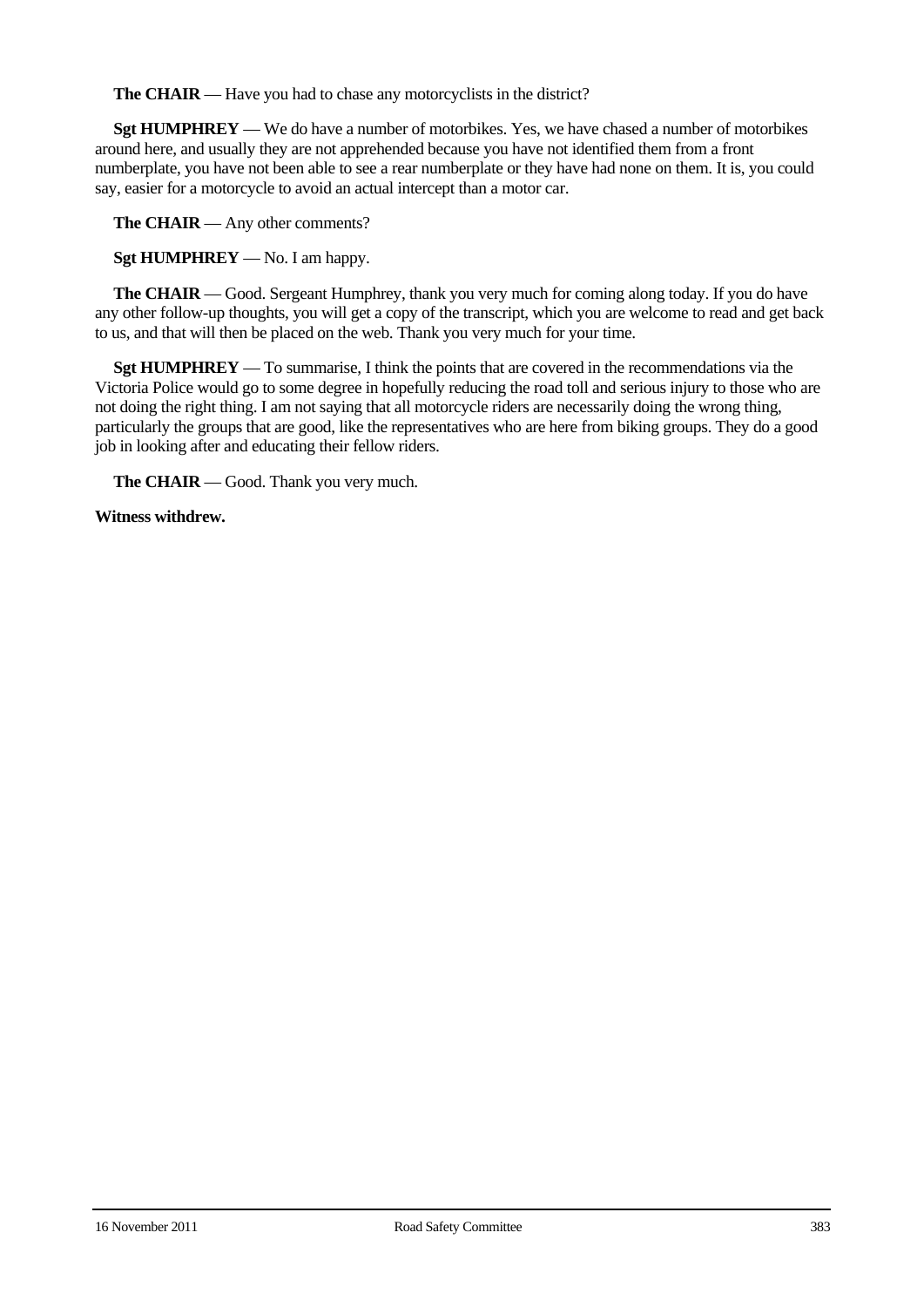**The CHAIR** — Have you had to chase any motorcyclists in the district?

**Sgt HUMPHREY** — We do have a number of motorbikes. Yes, we have chased a number of motorbikes around here, and usually they are not apprehended because you have not identified them from a front numberplate, you have not been able to see a rear numberplate or they have had none on them. It is, you could say, easier for a motorcycle to avoid an actual intercept than a motor car.

**The CHAIR** — Any other comments?

**Sgt HUMPHREY** — No. I am happy.

**The CHAIR** — Good. Sergeant Humphrey, thank you very much for coming along today. If you do have any other follow-up thoughts, you will get a copy of the transcript, which you are welcome to read and get back to us, and that will then be placed on the web. Thank you very much for your time.

**Sgt HUMPHREY** — To summarise, I think the points that are covered in the recommendations via the Victoria Police would go to some degree in hopefully reducing the road toll and serious injury to those who are not doing the right thing. I am not saying that all motorcycle riders are necessarily doing the wrong thing, particularly the groups that are good, like the representatives who are here from biking groups. They do a good job in looking after and educating their fellow riders.

**The CHAIR** — Good. Thank you very much.

**Witness withdrew.**